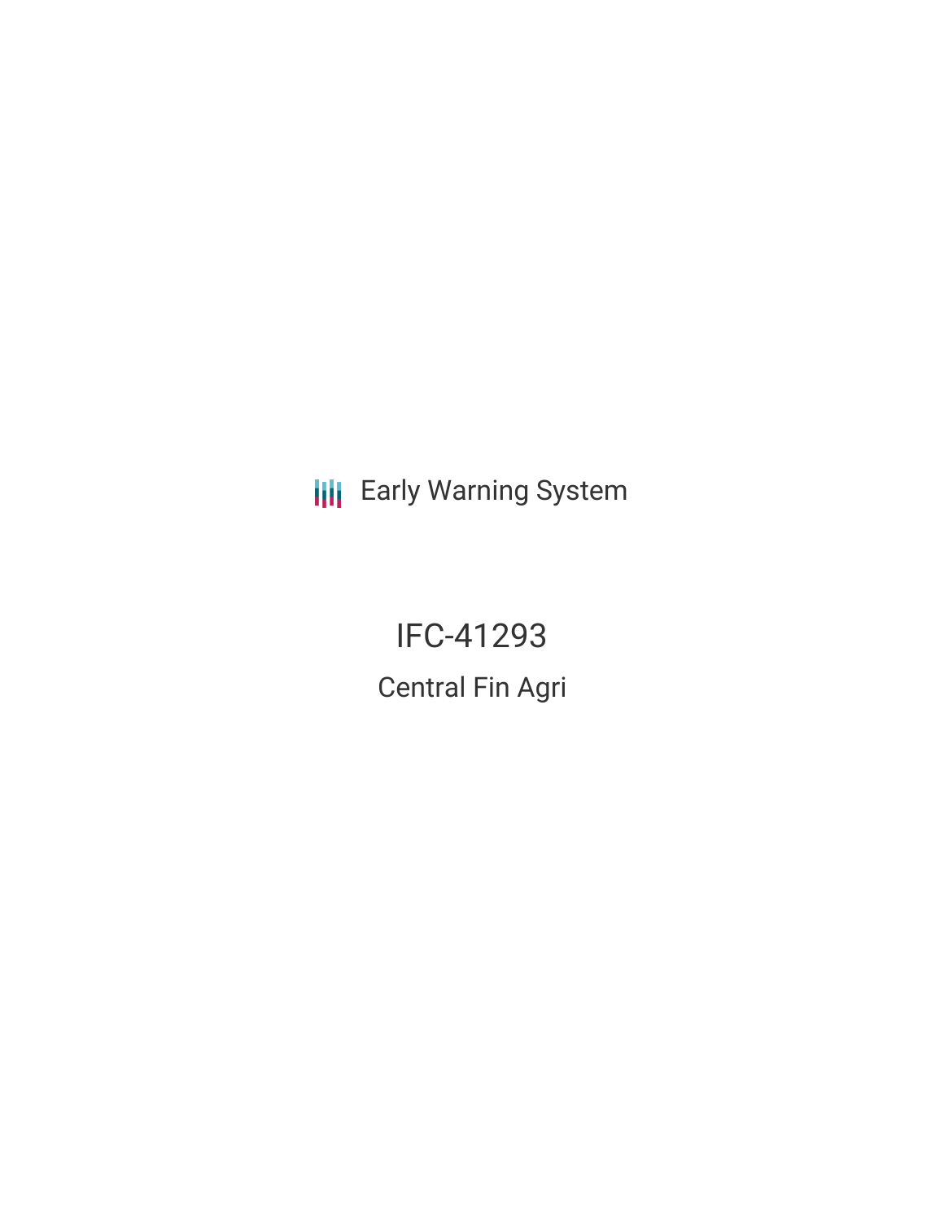Early Warning System

# IFC-41293

## Central Fin Agri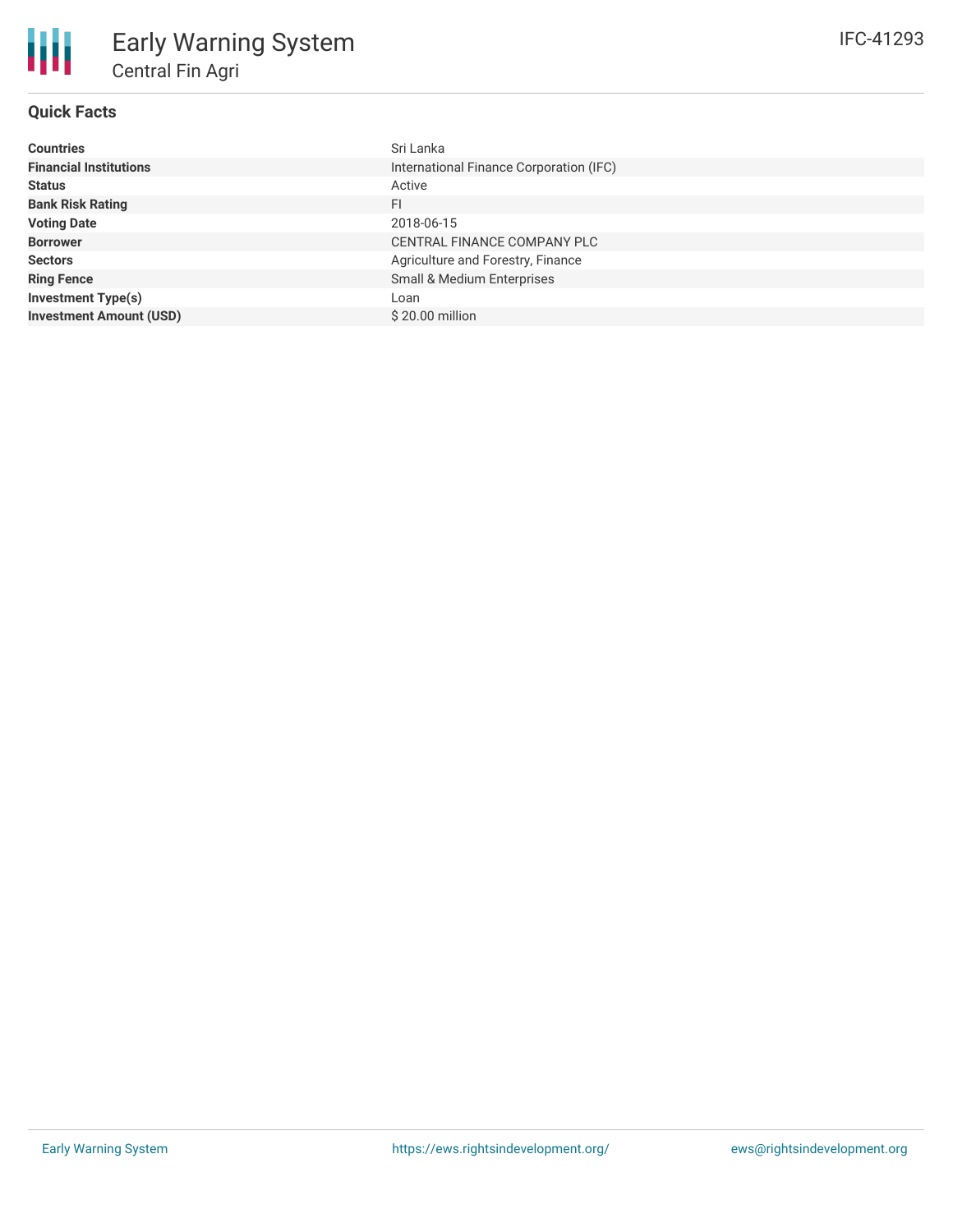# Early Warning System

## Central Fin Agri

IFC-41293

### Quick Facts

| | |
|---|---|
| **Countries** | Sri Lanka |
| **Financial Institutions** | International Finance Corporation (IFC) |
| **Status** | Active |
| **Bank Risk Rating** | FI |
| **Voting Date** | 2018-06-15 |
| **Borrower** | CENTRAL FINANCE COMPANY PLC |
| **Sectors** | Agriculture and Forestry, Finance |
| **Ring Fence** | Small & Medium Enterprises |
| **Investment Type(s)** | Loan |
| **Investment Amount (USD)** | $ 20.00 million |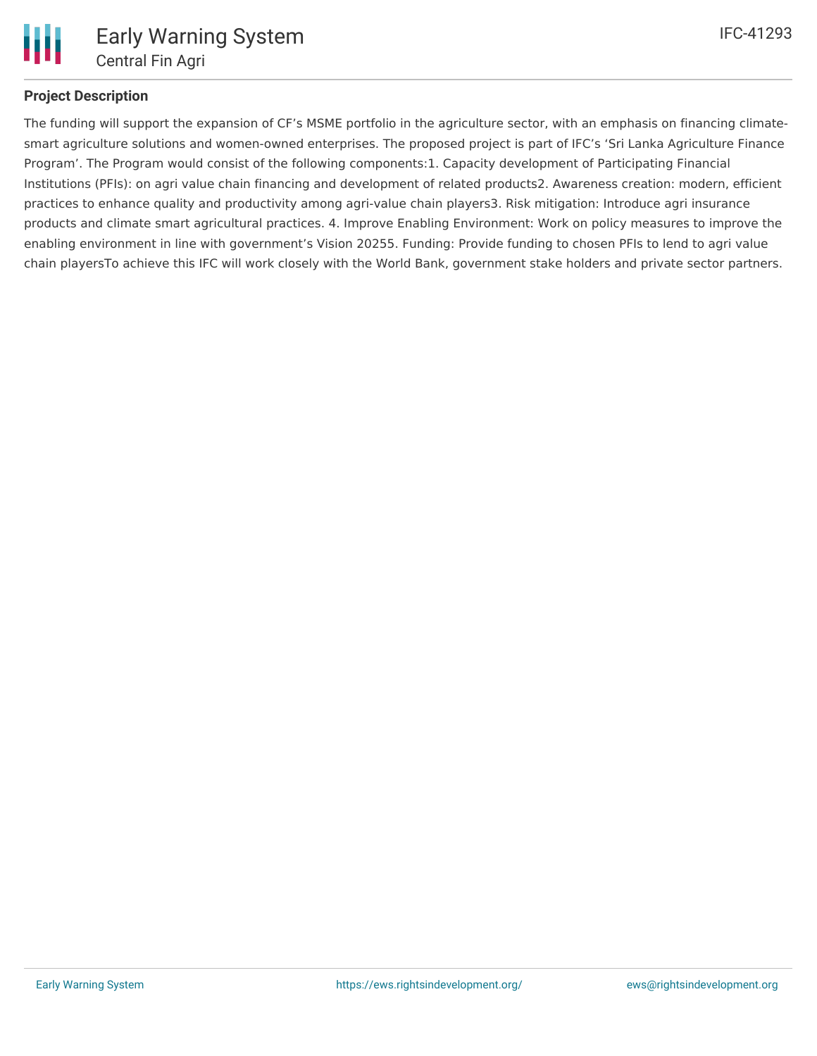## Project Description

The funding will support the expansion of CF's MSME portfolio in the agriculture sector, with an emphasis on financing climate-smart agriculture solutions and women-owned enterprises. The proposed project is part of IFC's 'Sri Lanka Agriculture Finance Program'. The Program would consist of the following components:1. Capacity development of Participating Financial Institutions (PFIs): on agri value chain financing and development of related products2. Awareness creation: modern, efficient practices to enhance quality and productivity among agri-value chain players3. Risk mitigation: Introduce agri insurance products and climate smart agricultural practices. 4. Improve Enabling Environment: Work on policy measures to improve the enabling environment in line with government's Vision 20255. Funding: Provide funding to chosen PFIs to lend to agri value chain playersTo achieve this IFC will work closely with the World Bank, government stake holders and private sector partners.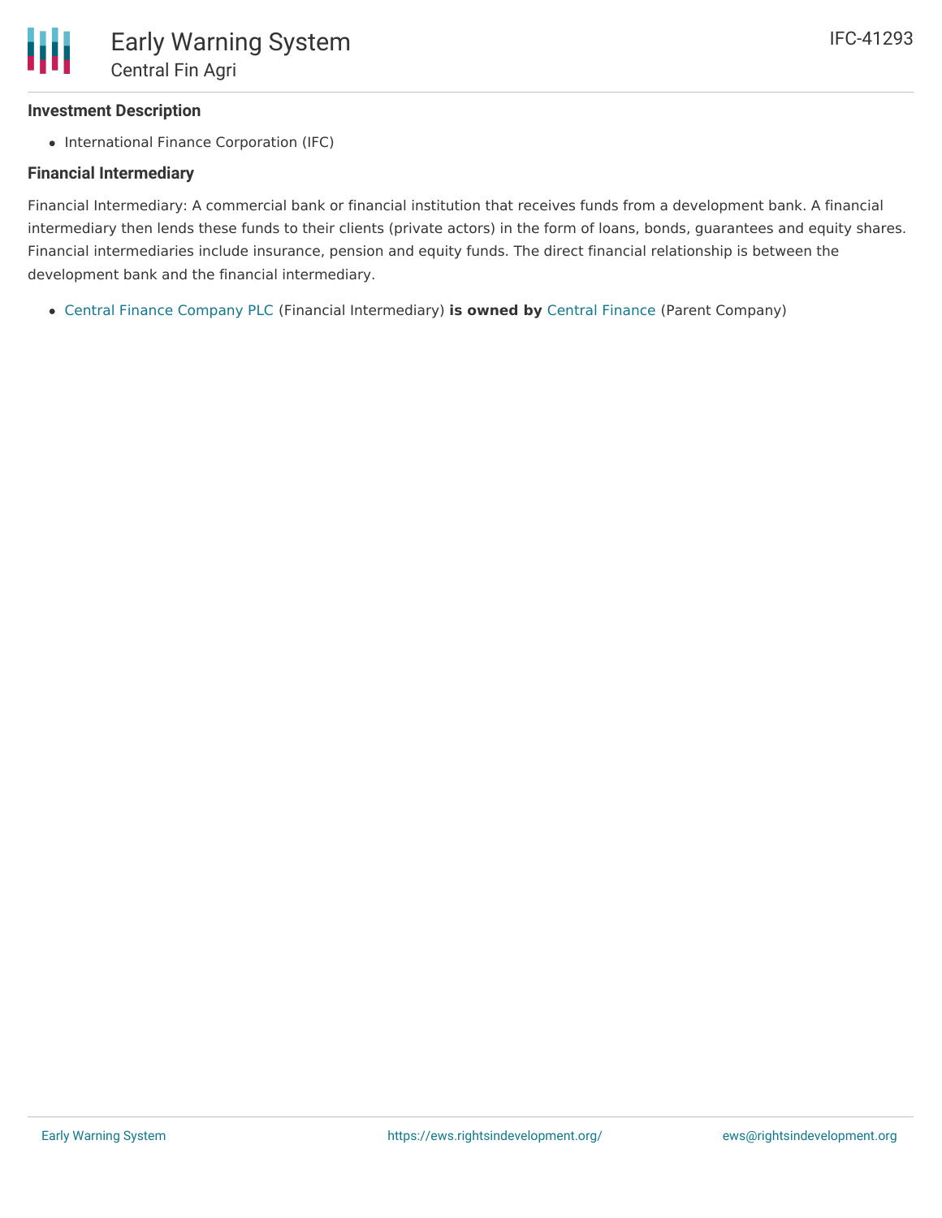### Investment Description

- International Finance Corporation (IFC)

### Financial Intermediary

Financial Intermediary: A commercial bank or financial institution that receives funds from a development bank. A financial intermediary then lends these funds to their clients (private actors) in the form of loans, bonds, guarantees and equity shares. Financial intermediaries include insurance, pension and equity funds. The direct financial relationship is between the development bank and the financial intermediary.

- Central Finance Company PLC (Financial Intermediary) **is owned by** Central Finance (Parent Company)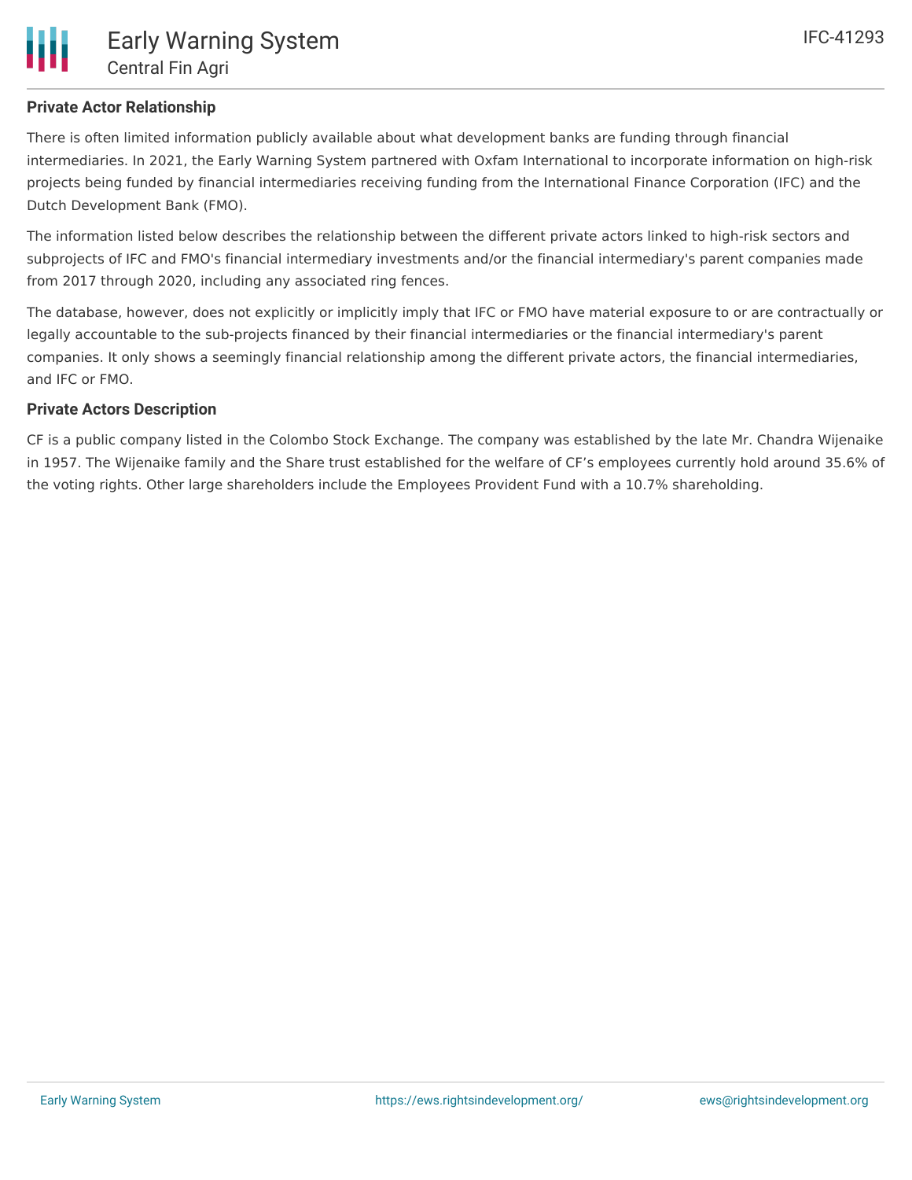## Private Actor Relationship

There is often limited information publicly available about what development banks are funding through financial intermediaries. In 2021, the Early Warning System partnered with Oxfam International to incorporate information on high-risk projects being funded by financial intermediaries receiving funding from the International Finance Corporation (IFC) and the Dutch Development Bank (FMO).

The information listed below describes the relationship between the different private actors linked to high-risk sectors and subprojects of IFC and FMO's financial intermediary investments and/or the financial intermediary's parent companies made from 2017 through 2020, including any associated ring fences.

The database, however, does not explicitly or implicitly imply that IFC or FMO have material exposure to or are contractually or legally accountable to the sub-projects financed by their financial intermediaries or the financial intermediary's parent companies. It only shows a seemingly financial relationship among the different private actors, the financial intermediaries, and IFC or FMO.

## Private Actors Description

CF is a public company listed in the Colombo Stock Exchange. The company was established by the late Mr. Chandra Wijenaike in 1957. The Wijenaike family and the Share trust established for the welfare of CF's employees currently hold around 35.6% of the voting rights. Other large shareholders include the Employees Provident Fund with a 10.7% shareholding.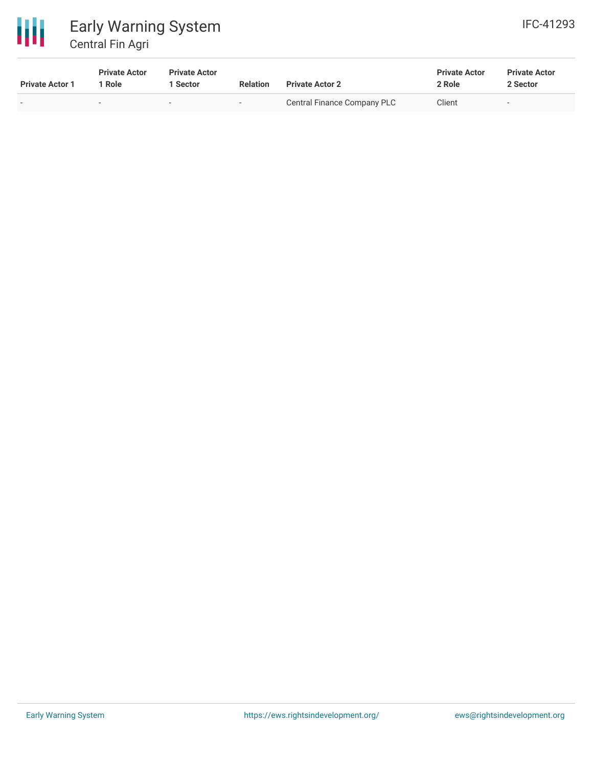| Private Actor 1 | Private Actor 1 Role | Private Actor 1 Sector | Relation | Private Actor 2 | Private Actor 2 Role | Private Actor 2 Sector |
| --- | --- | --- | --- | --- | --- | --- |
| - | - | - | - | Central Finance Company PLC | Client | - |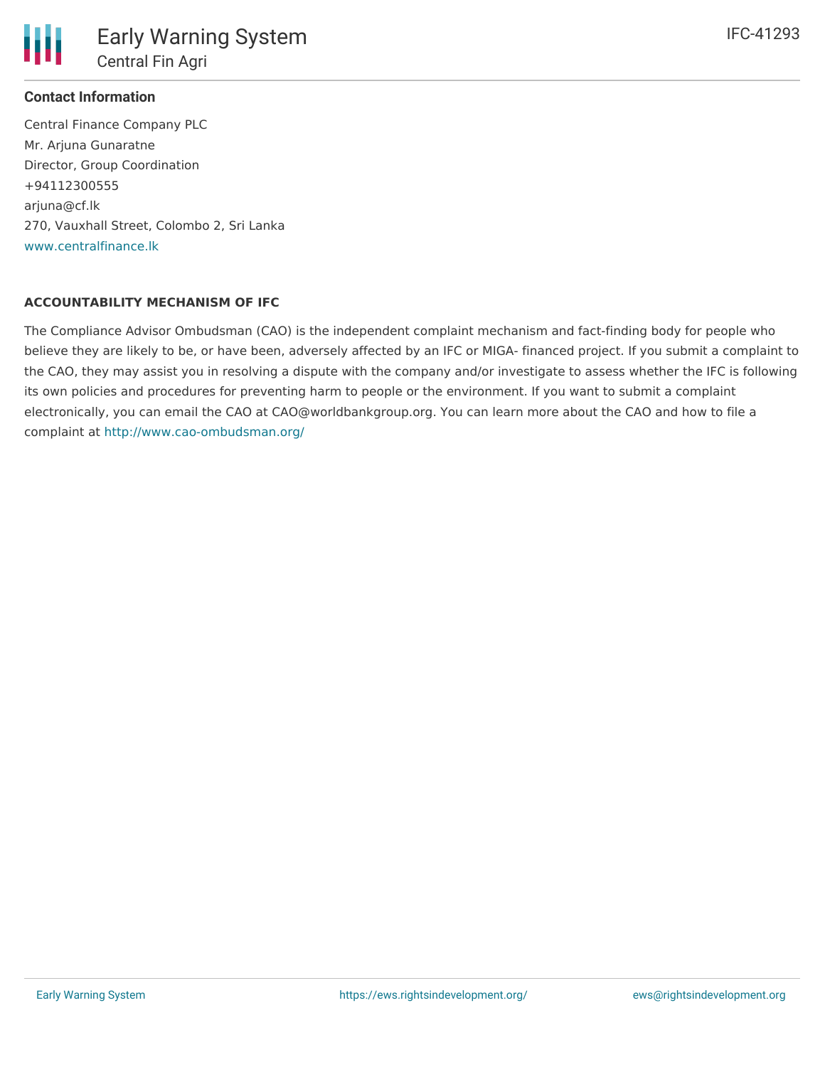## Contact Information

Central Finance Company PLC
Mr. Arjuna Gunaratne
Director, Group Coordination
+94112300555
arjuna@cf.lk
270, Vauxhall Street, Colombo 2, Sri Lanka
www.centralfinance.lk

## ACCOUNTABILITY MECHANISM OF IFC

The Compliance Advisor Ombudsman (CAO) is the independent complaint mechanism and fact-finding body for people who believe they are likely to be, or have been, adversely affected by an IFC or MIGA- financed project. If you submit a complaint to the CAO, they may assist you in resolving a dispute with the company and/or investigate to assess whether the IFC is following its own policies and procedures for preventing harm to people or the environment. If you want to submit a complaint electronically, you can email the CAO at CAO@worldbankgroup.org. You can learn more about the CAO and how to file a complaint at http://www.cao-ombudsman.org/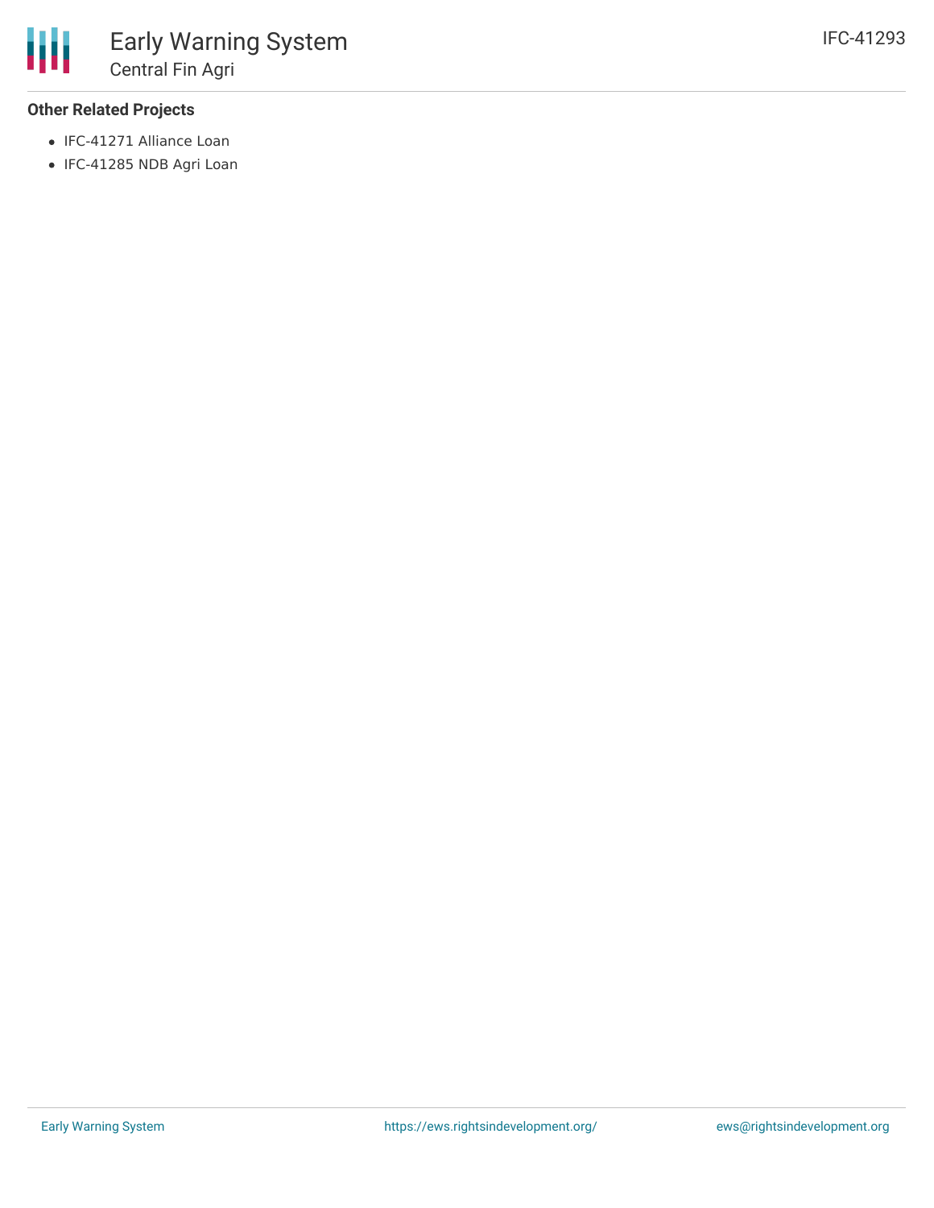**Other Related Projects**

- IFC-41271 Alliance Loan
- IFC-41285 NDB Agri Loan